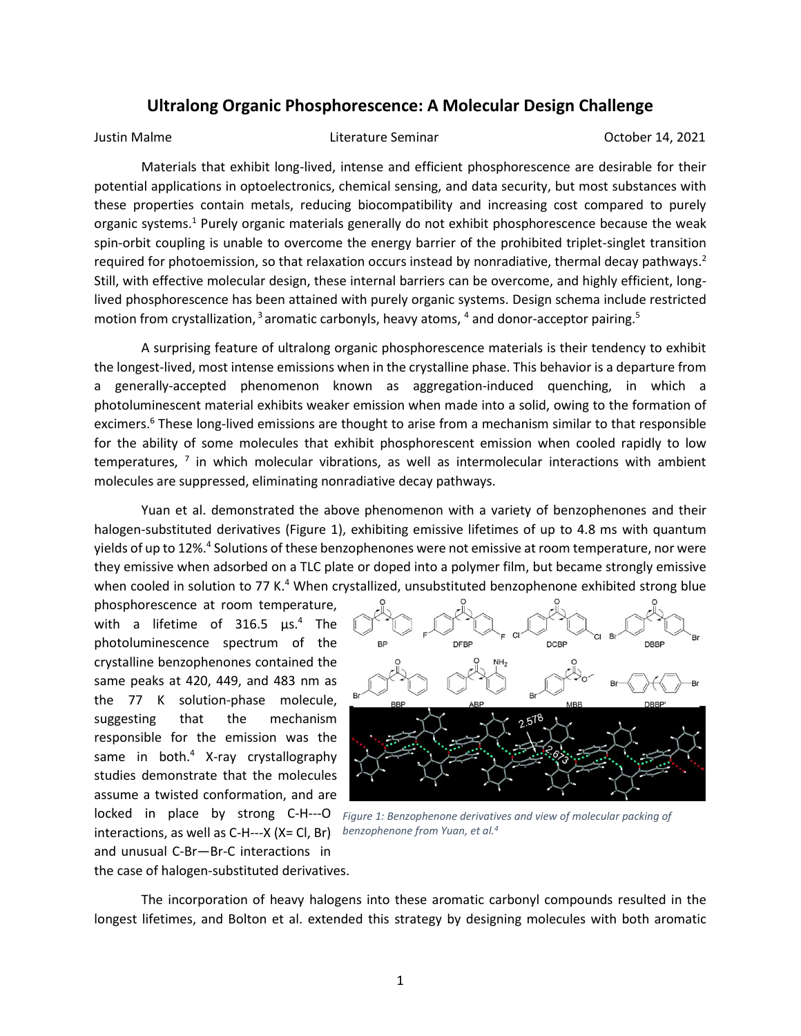# Ultralong Organic Phosphorescence: A Molecular Design Challenge

Justin Malme — Literature Seminar — October 14, 2021

Materials that exhibit long-lived, intense and efficient phosphorescence are desirable for their potential applications in optoelectronics, chemical sensing, and data security, but most substances with these properties contain metals, reducing biocompatibility and increasing cost compared to purely organic systems.[1] Purely organic materials generally do not exhibit phosphorescence because the weak spin-orbit coupling is unable to overcome the energy barrier of the prohibited triplet-singlet transition required for photoemission, so that relaxation occurs instead by nonradiative, thermal decay pathways.[2] Still, with effective molecular design, these internal barriers can be overcome, and highly efficient, long-lived phosphorescence has been attained with purely organic systems. Design schema include restricted motion from crystallization,[3] aromatic carbonyls, heavy atoms,[4] and donor-acceptor pairing.[5]

A surprising feature of ultralong organic phosphorescence materials is their tendency to exhibit the longest-lived, most intense emissions when in the crystalline phase. This behavior is a departure from a generally-accepted phenomenon known as aggregation-induced quenching, in which a photoluminescent material exhibits weaker emission when made into a solid, owing to the formation of excimers.[6] These long-lived emissions are thought to arise from a mechanism similar to that responsible for the ability of some molecules that exhibit phosphorescent emission when cooled rapidly to low temperatures,[7] in which molecular vibrations, as well as intermolecular interactions with ambient molecules are suppressed, eliminating nonradiative decay pathways.

Yuan et al. demonstrated the above phenomenon with a variety of benzophenones and their halogen-substituted derivatives (Figure 1), exhibiting emissive lifetimes of up to 4.8 ms with quantum yields of up to 12%.[4] Solutions of these benzophenones were not emissive at room temperature, nor were they emissive when adsorbed on a TLC plate or doped into a polymer film, but became strongly emissive when cooled in solution to 77 K.[4] When crystallized, unsubstituted benzophenone exhibited strong blue phosphorescence at room temperature, with a lifetime of 316.5 μs.[4] The photoluminescence spectrum of the crystalline benzophenones contained the same peaks at 420, 449, and 483 nm as the 77 K solution-phase molecule, suggesting that the mechanism responsible for the emission was the same in both.[4] X-ray crystallography studies demonstrate that the molecules assume a twisted conformation, and are locked in place by strong C-H---O interactions, as well as C-H---X (X= Cl, Br) and unusual C-Br—Br-C interactions in the case of halogen-substituted derivatives.

*Figure 1: Benzophenone derivatives and view of molecular packing of benzophenone from Yuan, et al.[4]*

The incorporation of heavy halogens into these aromatic carbonyl compounds resulted in the longest lifetimes, and Bolton et al. extended this strategy by designing molecules with both aromatic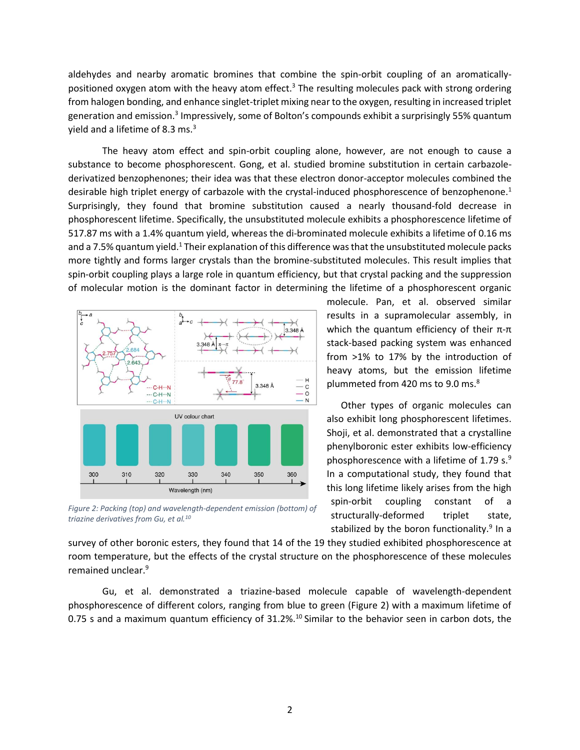aldehydes and nearby aromatic bromines that combine the spin-orbit coupling of an aromatically-positioned oxygen atom with the heavy atom effect.[3] The resulting molecules pack with strong ordering from halogen bonding, and enhance singlet-triplet mixing near to the oxygen, resulting in increased triplet generation and emission.[3] Impressively, some of Bolton's compounds exhibit a surprisingly 55% quantum yield and a lifetime of 8.3 ms.[3]

The heavy atom effect and spin-orbit coupling alone, however, are not enough to cause a substance to become phosphorescent. Gong, et al. studied bromine substitution in certain carbazole-derivatized benzophenones; their idea was that these electron donor-acceptor molecules combined the desirable high triplet energy of carbazole with the crystal-induced phosphorescence of benzophenone.[1] Surprisingly, they found that bromine substitution caused a nearly thousand-fold decrease in phosphorescent lifetime. Specifically, the unsubstituted molecule exhibits a phosphorescence lifetime of 517.87 ms with a 1.4% quantum yield, whereas the di-brominated molecule exhibits a lifetime of 0.16 ms and a 7.5% quantum yield.[1] Their explanation of this difference was that the unsubstituted molecule packs more tightly and forms larger crystals than the bromine-substituted molecules. This result implies that spin-orbit coupling plays a large role in quantum efficiency, but that crystal packing and the suppression of molecular motion is the dominant factor in determining the lifetime of a phosphorescent organic molecule. Pan, et al. observed similar results in a supramolecular assembly, in which the quantum efficiency of their π-π stack-based packing system was enhanced from >1% to 17% by the introduction of heavy atoms, but the emission lifetime plummeted from 420 ms to 9.0 ms.[8]

*Figure 2: Packing (top) and wavelength-dependent emission (bottom) of triazine derivatives from Gu, et al.[10]*

Other types of organic molecules can also exhibit long phosphorescent lifetimes. Shoji, et al. demonstrated that a crystalline phenylboronic ester exhibits low-efficiency phosphorescence with a lifetime of 1.79 s.[9] In a computational study, they found that this long lifetime likely arises from the high spin-orbit coupling constant of a structurally-deformed triplet state, stabilized by the boron functionality.[9] In a survey of other boronic esters, they found that 14 of the 19 they studied exhibited phosphorescence at room temperature, but the effects of the crystal structure on the phosphorescence of these molecules remained unclear.[9]

Gu, et al. demonstrated a triazine-based molecule capable of wavelength-dependent phosphorescence of different colors, ranging from blue to green (Figure 2) with a maximum lifetime of 0.75 s and a maximum quantum efficiency of 31.2%.[10] Similar to the behavior seen in carbon dots, the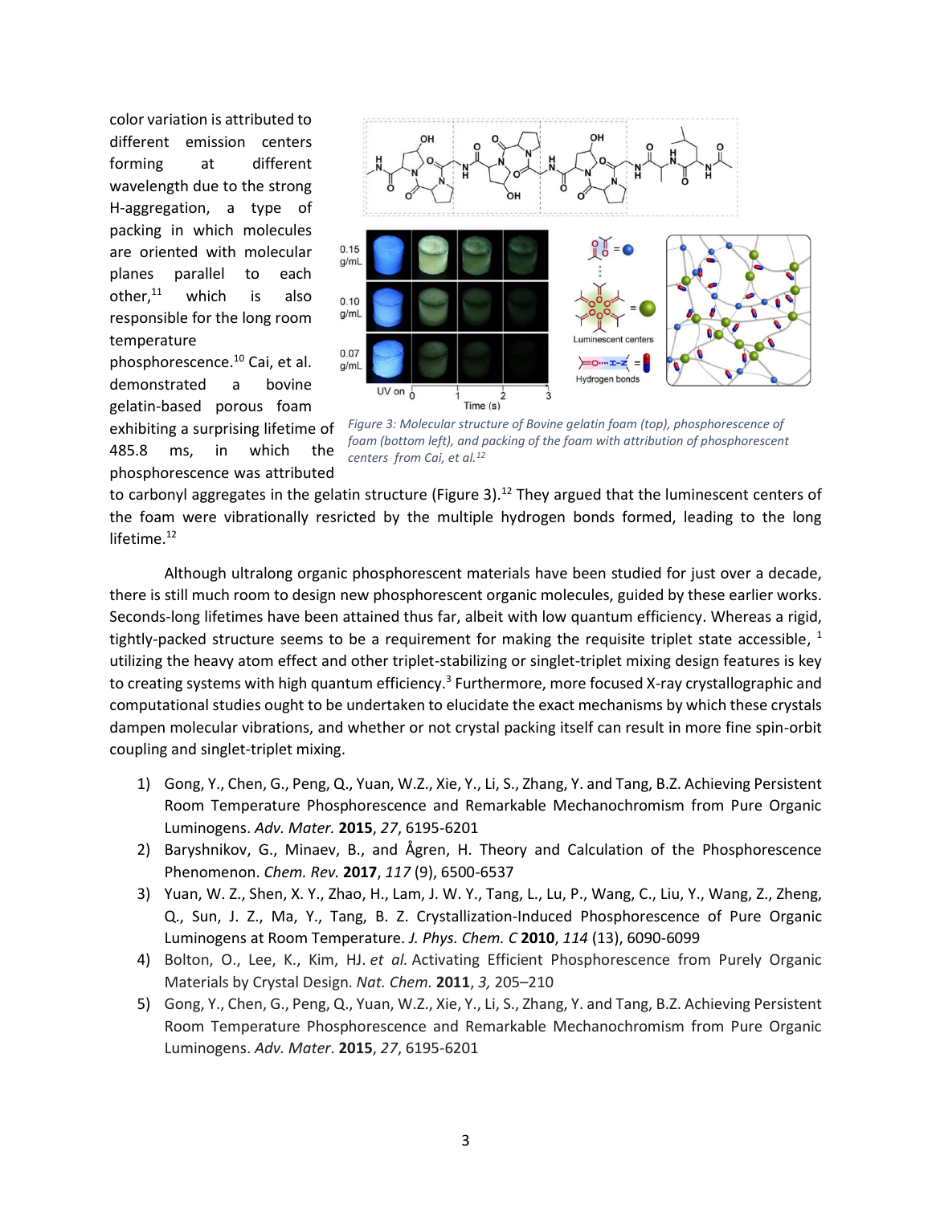color variation is attributed to different emission centers forming at different wavelength due to the strong H-aggregation, a type of packing in which molecules are oriented with molecular planes parallel to each other,[11] which is also responsible for the long room temperature phosphorescence.[10] Cai, et al. demonstrated a bovine gelatin-based porous foam exhibiting a surprising lifetime of 485.8 ms, in which the phosphorescence was attributed to carbonyl aggregates in the gelatin structure (Figure 3).[12] They argued that the luminescent centers of the foam were vibrationally resricted by the multiple hydrogen bonds formed, leading to the long lifetime.[12]

*Figure 3: Molecular structure of Bovine gelatin foam (top), phosphorescence of foam (bottom left), and packing of the foam with attribution of phosphorescent centers from Cai, et al.[12]*

Although ultralong organic phosphorescent materials have been studied for just over a decade, there is still much room to design new phosphorescent organic molecules, guided by these earlier works. Seconds-long lifetimes have been attained thus far, albeit with low quantum efficiency. Whereas a rigid, tightly-packed structure seems to be a requirement for making the requisite triplet state accessible, [1] utilizing the heavy atom effect and other triplet-stabilizing or singlet-triplet mixing design features is key to creating systems with high quantum efficiency.[3] Furthermore, more focused X-ray crystallographic and computational studies ought to be undertaken to elucidate the exact mechanisms by which these crystals dampen molecular vibrations, and whether or not crystal packing itself can result in more fine spin-orbit coupling and singlet-triplet mixing.

1) Gong, Y., Chen, G., Peng, Q., Yuan, W.Z., Xie, Y., Li, S., Zhang, Y. and Tang, B.Z. Achieving Persistent Room Temperature Phosphorescence and Remarkable Mechanochromism from Pure Organic Luminogens. *Adv. Mater.* **2015**, *27*, 6195-6201
2) Baryshnikov, G., Minaev, B., and Ågren, H. Theory and Calculation of the Phosphorescence Phenomenon. *Chem. Rev.* **2017**, *117* (9), 6500-6537
3) Yuan, W. Z., Shen, X. Y., Zhao, H., Lam, J. W. Y., Tang, L., Lu, P., Wang, C., Liu, Y., Wang, Z., Zheng, Q., Sun, J. Z., Ma, Y., Tang, B. Z. Crystallization-Induced Phosphorescence of Pure Organic Luminogens at Room Temperature. *J. Phys. Chem. C* **2010**, *114* (13), 6090-6099
4) Bolton, O., Lee, K., Kim, HJ. *et al.* Activating Efficient Phosphorescence from Purely Organic Materials by Crystal Design. *Nat. Chem.* **2011**, *3,* 205–210
5) Gong, Y., Chen, G., Peng, Q., Yuan, W.Z., Xie, Y., Li, S., Zhang, Y. and Tang, B.Z. Achieving Persistent Room Temperature Phosphorescence and Remarkable Mechanochromism from Pure Organic Luminogens. *Adv. Mater*. **2015**, *27*, 6195-6201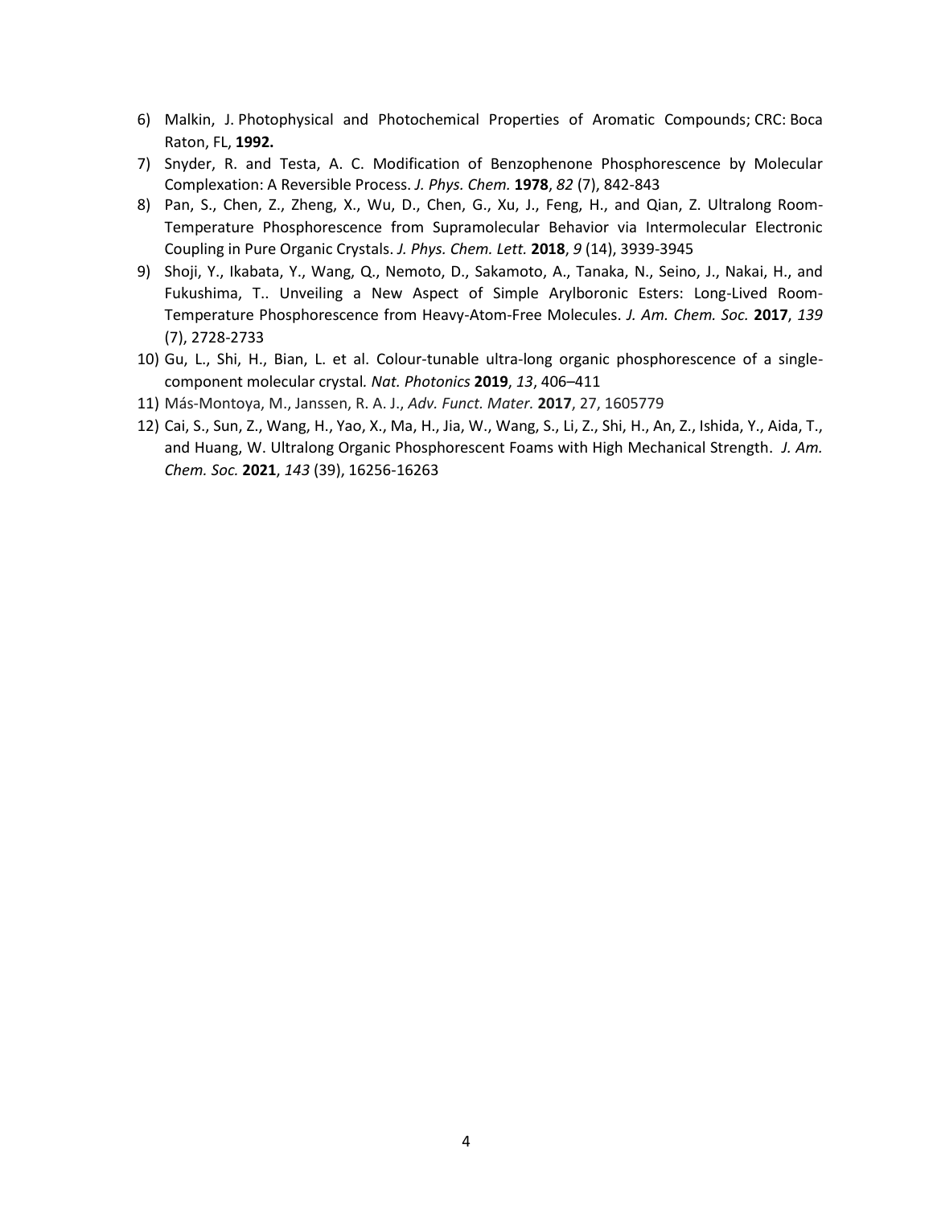6) Malkin, J. Photophysical and Photochemical Properties of Aromatic Compounds; CRC: Boca Raton, FL, **1992.**
7) Snyder, R. and Testa, A. C. Modification of Benzophenone Phosphorescence by Molecular Complexation: A Reversible Process. *J. Phys. Chem.* **1978**, *82* (7), 842-843
8) Pan, S., Chen, Z., Zheng, X., Wu, D., Chen, G., Xu, J., Feng, H., and Qian, Z. Ultralong Room-Temperature Phosphorescence from Supramolecular Behavior via Intermolecular Electronic Coupling in Pure Organic Crystals. *J. Phys. Chem. Lett.* **2018**, *9* (14), 3939-3945
9) Shoji, Y., Ikabata, Y., Wang, Q., Nemoto, D., Sakamoto, A., Tanaka, N., Seino, J., Nakai, H., and Fukushima, T.. Unveiling a New Aspect of Simple Arylboronic Esters: Long-Lived Room-Temperature Phosphorescence from Heavy-Atom-Free Molecules. *J. Am. Chem. Soc.* **2017**, *139* (7), 2728-2733
10) Gu, L., Shi, H., Bian, L. et al. Colour-tunable ultra-long organic phosphorescence of a single-component molecular crystal. *Nat. Photonics* **2019**, *13*, 406–411
11) Más-Montoya, M., Janssen, R. A. J., *Adv. Funct. Mater.* **2017**, 27, 1605779
12) Cai, S., Sun, Z., Wang, H., Yao, X., Ma, H., Jia, W., Wang, S., Li, Z., Shi, H., An, Z., Ishida, Y., Aida, T., and Huang, W. Ultralong Organic Phosphorescent Foams with High Mechanical Strength. *J. Am. Chem. Soc.* **2021**, *143* (39), 16256-16263